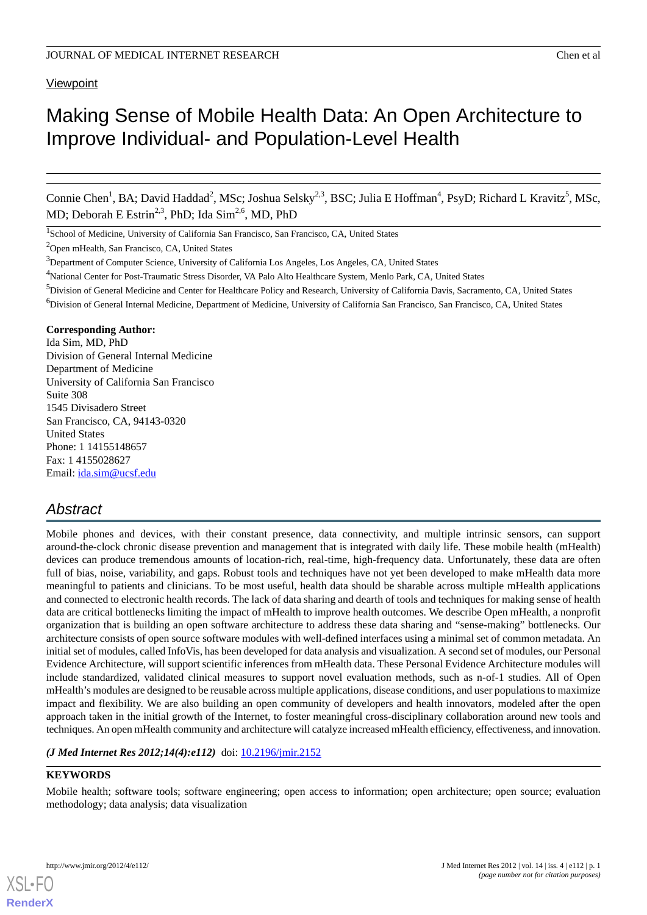Viewpoint

# Making Sense of Mobile Health Data: An Open Architecture to Improve Individual- and Population-Level Health

Connie Chen[1], BA; David Haddad[2], MSc; Joshua Selsky[2,3], BSC; Julia E Hoffman[4], PsyD; Richard L Kravitz[5], MSc, MD; Deborah E Estrin[2,3], PhD; Ida Sim[2,6], MD, PhD

[1]School of Medicine, University of California San Francisco, San Francisco, CA, United States

[2]Open mHealth, San Francisco, CA, United States

[3]Department of Computer Science, University of California Los Angeles, Los Angeles, CA, United States

[4]National Center for Post-Traumatic Stress Disorder, VA Palo Alto Healthcare System, Menlo Park, CA, United States

[5]Division of General Medicine and Center for Healthcare Policy and Research, University of California Davis, Sacramento, CA, United States

[6]Division of General Internal Medicine, Department of Medicine, University of California San Francisco, San Francisco, CA, United States

**Corresponding Author:**
Ida Sim, MD, PhD
Division of General Internal Medicine
Department of Medicine
University of California San Francisco
Suite 308
1545 Divisadero Street
San Francisco, CA, 94143-0320
United States
Phone: 1 14155148657
Fax: 1 4155028627
Email: ida.sim@ucsf.edu

## Abstract

Mobile phones and devices, with their constant presence, data connectivity, and multiple intrinsic sensors, can support around-the-clock chronic disease prevention and management that is integrated with daily life. These mobile health (mHealth) devices can produce tremendous amounts of location-rich, real-time, high-frequency data. Unfortunately, these data are often full of bias, noise, variability, and gaps. Robust tools and techniques have not yet been developed to make mHealth data more meaningful to patients and clinicians. To be most useful, health data should be sharable across multiple mHealth applications and connected to electronic health records. The lack of data sharing and dearth of tools and techniques for making sense of health data are critical bottlenecks limiting the impact of mHealth to improve health outcomes. We describe Open mHealth, a nonprofit organization that is building an open software architecture to address these data sharing and "sense-making" bottlenecks. Our architecture consists of open source software modules with well-defined interfaces using a minimal set of common metadata. An initial set of modules, called InfoVis, has been developed for data analysis and visualization. A second set of modules, our Personal Evidence Architecture, will support scientific inferences from mHealth data. These Personal Evidence Architecture modules will include standardized, validated clinical measures to support novel evaluation methods, such as n-of-1 studies. All of Open mHealth's modules are designed to be reusable across multiple applications, disease conditions, and user populations to maximize impact and flexibility. We are also building an open community of developers and health innovators, modeled after the open approach taken in the initial growth of the Internet, to foster meaningful cross-disciplinary collaboration around new tools and techniques. An open mHealth community and architecture will catalyze increased mHealth efficiency, effectiveness, and innovation.

***(J Med Internet Res 2012;14(4):e112)*** doi: 10.2196/jmir.2152

**KEYWORDS**

Mobile health; software tools; software engineering; open access to information; open architecture; open source; evaluation methodology; data analysis; data visualization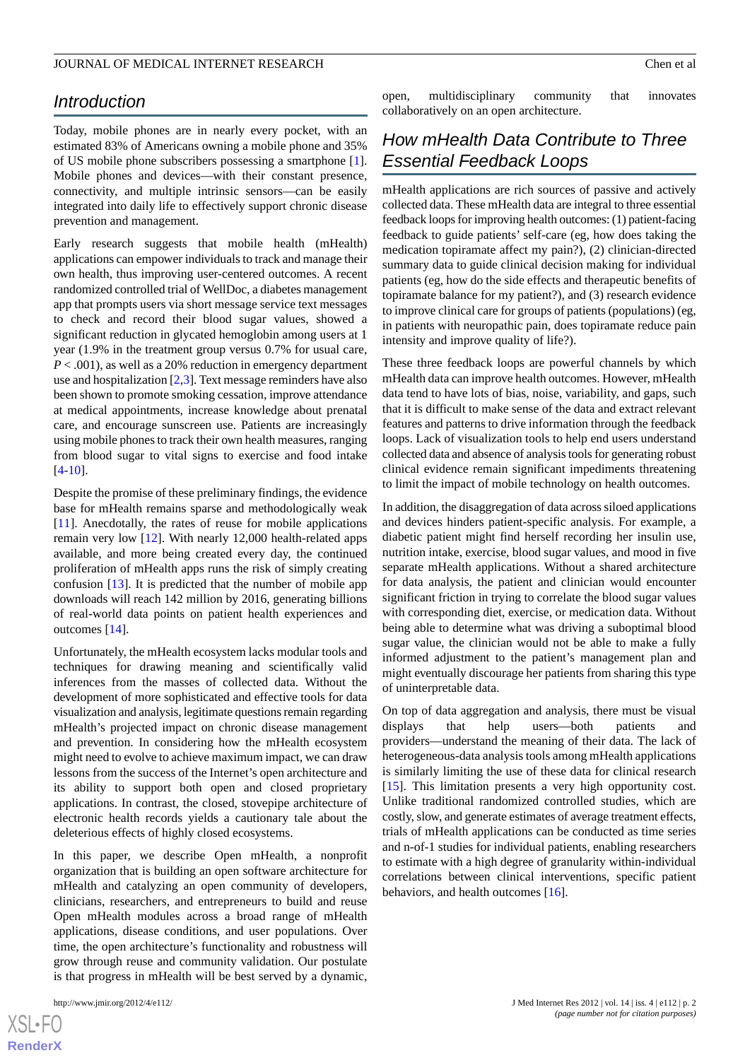## Introduction

Today, mobile phones are in nearly every pocket, with an estimated 83% of Americans owning a mobile phone and 35% of US mobile phone subscribers possessing a smartphone [1]. Mobile phones and devices—with their constant presence, connectivity, and multiple intrinsic sensors—can be easily integrated into daily life to effectively support chronic disease prevention and management.

Early research suggests that mobile health (mHealth) applications can empower individuals to track and manage their own health, thus improving user-centered outcomes. A recent randomized controlled trial of WellDoc, a diabetes management app that prompts users via short message service text messages to check and record their blood sugar values, showed a significant reduction in glycated hemoglobin among users at 1 year (1.9% in the treatment group versus 0.7% for usual care, $P < .001$), as well as a 20% reduction in emergency department use and hospitalization [2,3]. Text message reminders have also been shown to promote smoking cessation, improve attendance at medical appointments, increase knowledge about prenatal care, and encourage sunscreen use. Patients are increasingly using mobile phones to track their own health measures, ranging from blood sugar to vital signs to exercise and food intake [4-10].

Despite the promise of these preliminary findings, the evidence base for mHealth remains sparse and methodologically weak [11]. Anecdotally, the rates of reuse for mobile applications remain very low [12]. With nearly 12,000 health-related apps available, and more being created every day, the continued proliferation of mHealth apps runs the risk of simply creating confusion [13]. It is predicted that the number of mobile app downloads will reach 142 million by 2016, generating billions of real-world data points on patient health experiences and outcomes [14].

Unfortunately, the mHealth ecosystem lacks modular tools and techniques for drawing meaning and scientifically valid inferences from the masses of collected data. Without the development of more sophisticated and effective tools for data visualization and analysis, legitimate questions remain regarding mHealth's projected impact on chronic disease management and prevention. In considering how the mHealth ecosystem might need to evolve to achieve maximum impact, we can draw lessons from the success of the Internet's open architecture and its ability to support both open and closed proprietary applications. In contrast, the closed, stovepipe architecture of electronic health records yields a cautionary tale about the deleterious effects of highly closed ecosystems.

In this paper, we describe Open mHealth, a nonprofit organization that is building an open software architecture for mHealth and catalyzing an open community of developers, clinicians, researchers, and entrepreneurs to build and reuse Open mHealth modules across a broad range of mHealth applications, disease conditions, and user populations. Over time, the open architecture's functionality and robustness will grow through reuse and community validation. Our postulate is that progress in mHealth will be best served by a dynamic, open, multidisciplinary community that innovates collaboratively on an open architecture.

## How mHealth Data Contribute to Three Essential Feedback Loops

mHealth applications are rich sources of passive and actively collected data. These mHealth data are integral to three essential feedback loops for improving health outcomes: (1) patient-facing feedback to guide patients' self-care (eg, how does taking the medication topiramate affect my pain?), (2) clinician-directed summary data to guide clinical decision making for individual patients (eg, how do the side effects and therapeutic benefits of topiramate balance for my patient?), and (3) research evidence to improve clinical care for groups of patients (populations) (eg, in patients with neuropathic pain, does topiramate reduce pain intensity and improve quality of life?).

These three feedback loops are powerful channels by which mHealth data can improve health outcomes. However, mHealth data tend to have lots of bias, noise, variability, and gaps, such that it is difficult to make sense of the data and extract relevant features and patterns to drive information through the feedback loops. Lack of visualization tools to help end users understand collected data and absence of analysis tools for generating robust clinical evidence remain significant impediments threatening to limit the impact of mobile technology on health outcomes.

In addition, the disaggregation of data across siloed applications and devices hinders patient-specific analysis. For example, a diabetic patient might find herself recording her insulin use, nutrition intake, exercise, blood sugar values, and mood in five separate mHealth applications. Without a shared architecture for data analysis, the patient and clinician would encounter significant friction in trying to correlate the blood sugar values with corresponding diet, exercise, or medication data. Without being able to determine what was driving a suboptimal blood sugar value, the clinician would not be able to make a fully informed adjustment to the patient's management plan and might eventually discourage her patients from sharing this type of uninterpretable data.

On top of data aggregation and analysis, there must be visual displays that help users—both patients and providers—understand the meaning of their data. The lack of heterogeneous-data analysis tools among mHealth applications is similarly limiting the use of these data for clinical research [15]. This limitation presents a very high opportunity cost. Unlike traditional randomized controlled studies, which are costly, slow, and generate estimates of average treatment effects, trials of mHealth applications can be conducted as time series and n-of-1 studies for individual patients, enabling researchers to estimate with a high degree of granularity within-individual correlations between clinical interventions, specific patient behaviors, and health outcomes [16].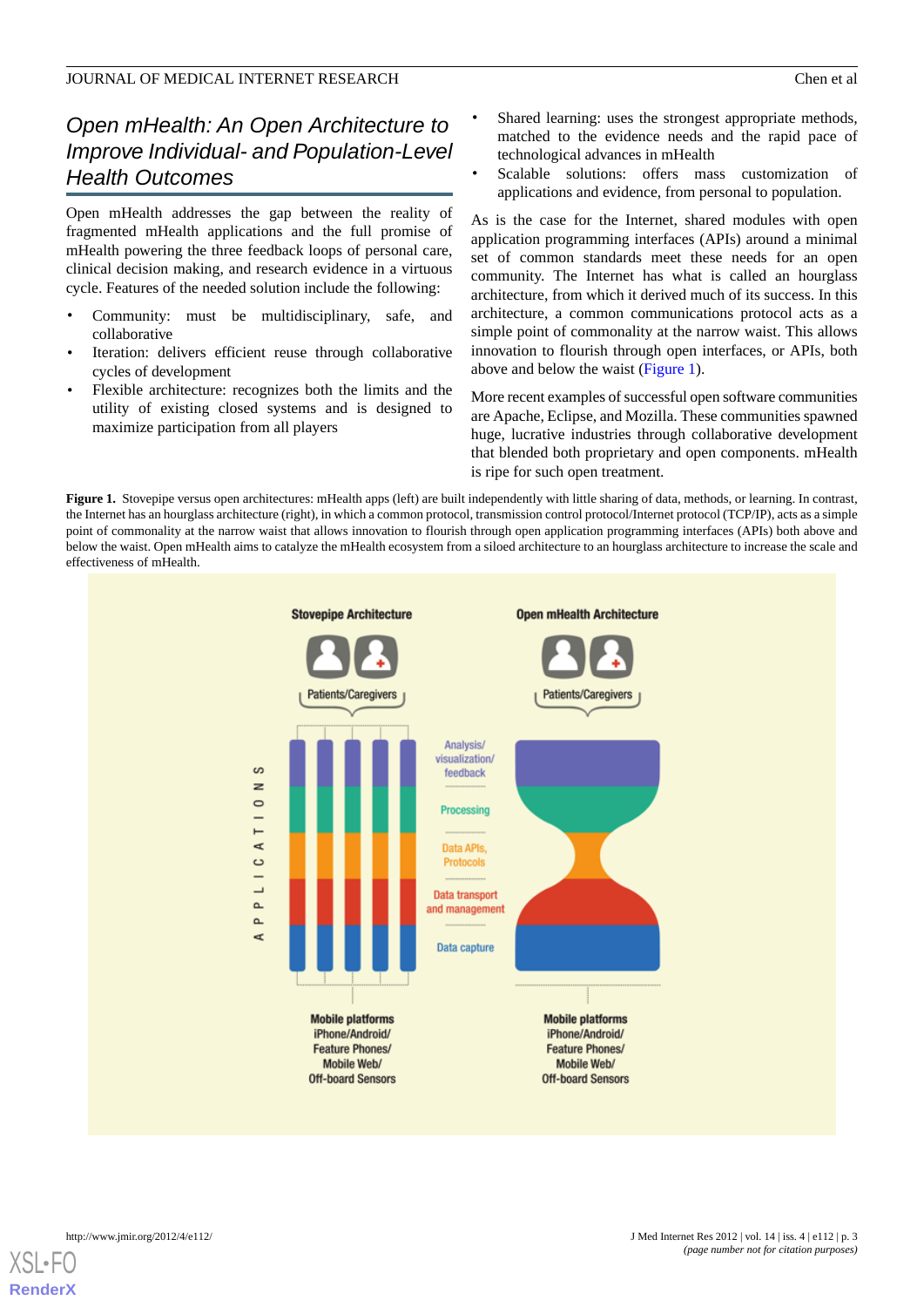## Open mHealth: An Open Architecture to Improve Individual- and Population-Level Health Outcomes

Open mHealth addresses the gap between the reality of fragmented mHealth applications and the full promise of mHealth powering the three feedback loops of personal care, clinical decision making, and research evidence in a virtuous cycle. Features of the needed solution include the following:

- Community: must be multidisciplinary, safe, and collaborative
- Iteration: delivers efficient reuse through collaborative cycles of development
- Flexible architecture: recognizes both the limits and the utility of existing closed systems and is designed to maximize participation from all players
- Shared learning: uses the strongest appropriate methods, matched to the evidence needs and the rapid pace of technological advances in mHealth
- Scalable solutions: offers mass customization of applications and evidence, from personal to population.

As is the case for the Internet, shared modules with open application programming interfaces (APIs) around a minimal set of common standards meet these needs for an open community. The Internet has what is called an hourglass architecture, from which it derived much of its success. In this architecture, a common communications protocol acts as a simple point of commonality at the narrow waist. This allows innovation to flourish through open interfaces, or APIs, both above and below the waist (Figure 1).

More recent examples of successful open software communities are Apache, Eclipse, and Mozilla. These communities spawned huge, lucrative industries through collaborative development that blended both proprietary and open components. mHealth is ripe for such open treatment.

**Figure 1.** Stovepipe versus open architectures: mHealth apps (left) are built independently with little sharing of data, methods, or learning. In contrast, the Internet has an hourglass architecture (right), in which a common protocol, transmission control protocol/Internet protocol (TCP/IP), acts as a simple point of commonality at the narrow waist that allows innovation to flourish through open application programming interfaces (APIs) both above and below the waist. Open mHealth aims to catalyze the mHealth ecosystem from a siloed architecture to an hourglass architecture to increase the scale and effectiveness of mHealth.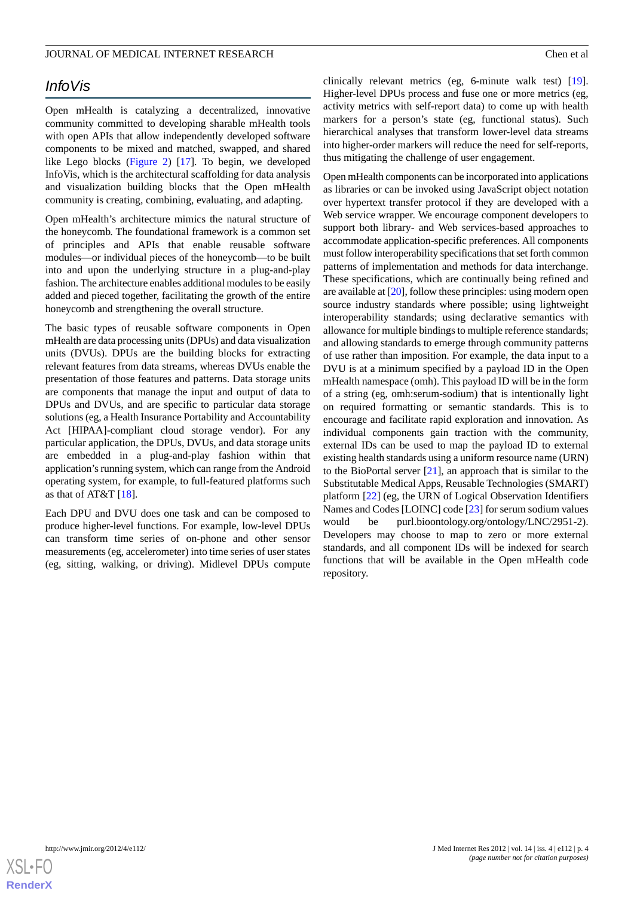## *InfoVis*

Open mHealth is catalyzing a decentralized, innovative community committed to developing sharable mHealth tools with open APIs that allow independently developed software components to be mixed and matched, swapped, and shared like Lego blocks (Figure 2) [17]. To begin, we developed InfoVis, which is the architectural scaffolding for data analysis and visualization building blocks that the Open mHealth community is creating, combining, evaluating, and adapting.

Open mHealth's architecture mimics the natural structure of the honeycomb. The foundational framework is a common set of principles and APIs that enable reusable software modules—or individual pieces of the honeycomb—to be built into and upon the underlying structure in a plug-and-play fashion. The architecture enables additional modules to be easily added and pieced together, facilitating the growth of the entire honeycomb and strengthening the overall structure.

The basic types of reusable software components in Open mHealth are data processing units (DPUs) and data visualization units (DVUs). DPUs are the building blocks for extracting relevant features from data streams, whereas DVUs enable the presentation of those features and patterns. Data storage units are components that manage the input and output of data to DPUs and DVUs, and are specific to particular data storage solutions (eg, a Health Insurance Portability and Accountability Act [HIPAA]-compliant cloud storage vendor). For any particular application, the DPUs, DVUs, and data storage units are embedded in a plug-and-play fashion within that application's running system, which can range from the Android operating system, for example, to full-featured platforms such as that of AT&T [18].

Each DPU and DVU does one task and can be composed to produce higher-level functions. For example, low-level DPUs can transform time series of on-phone and other sensor measurements (eg, accelerometer) into time series of user states (eg, sitting, walking, or driving). Midlevel DPUs compute clinically relevant metrics (eg, 6-minute walk test) [19]. Higher-level DPUs process and fuse one or more metrics (eg, activity metrics with self-report data) to come up with health markers for a person's state (eg, functional status). Such hierarchical analyses that transform lower-level data streams into higher-order markers will reduce the need for self-reports, thus mitigating the challenge of user engagement.

Open mHealth components can be incorporated into applications as libraries or can be invoked using JavaScript object notation over hypertext transfer protocol if they are developed with a Web service wrapper. We encourage component developers to support both library- and Web services-based approaches to accommodate application-specific preferences. All components must follow interoperability specifications that set forth common patterns of implementation and methods for data interchange. These specifications, which are continually being refined and are available at [20], follow these principles: using modern open source industry standards where possible; using lightweight interoperability standards; using declarative semantics with allowance for multiple bindings to multiple reference standards; and allowing standards to emerge through community patterns of use rather than imposition. For example, the data input to a DVU is at a minimum specified by a payload ID in the Open mHealth namespace (omh). This payload ID will be in the form of a string (eg, omh:serum-sodium) that is intentionally light on required formatting or semantic standards. This is to encourage and facilitate rapid exploration and innovation. As individual components gain traction with the community, external IDs can be used to map the payload ID to external existing health standards using a uniform resource name (URN) to the BioPortal server [21], an approach that is similar to the Substitutable Medical Apps, Reusable Technologies (SMART) platform [22] (eg, the URN of Logical Observation Identifiers Names and Codes [LOINC] code [23] for serum sodium values would be purl.bioontology.org/ontology/LNC/2951-2). Developers may choose to map to zero or more external standards, and all component IDs will be indexed for search functions that will be available in the Open mHealth code repository.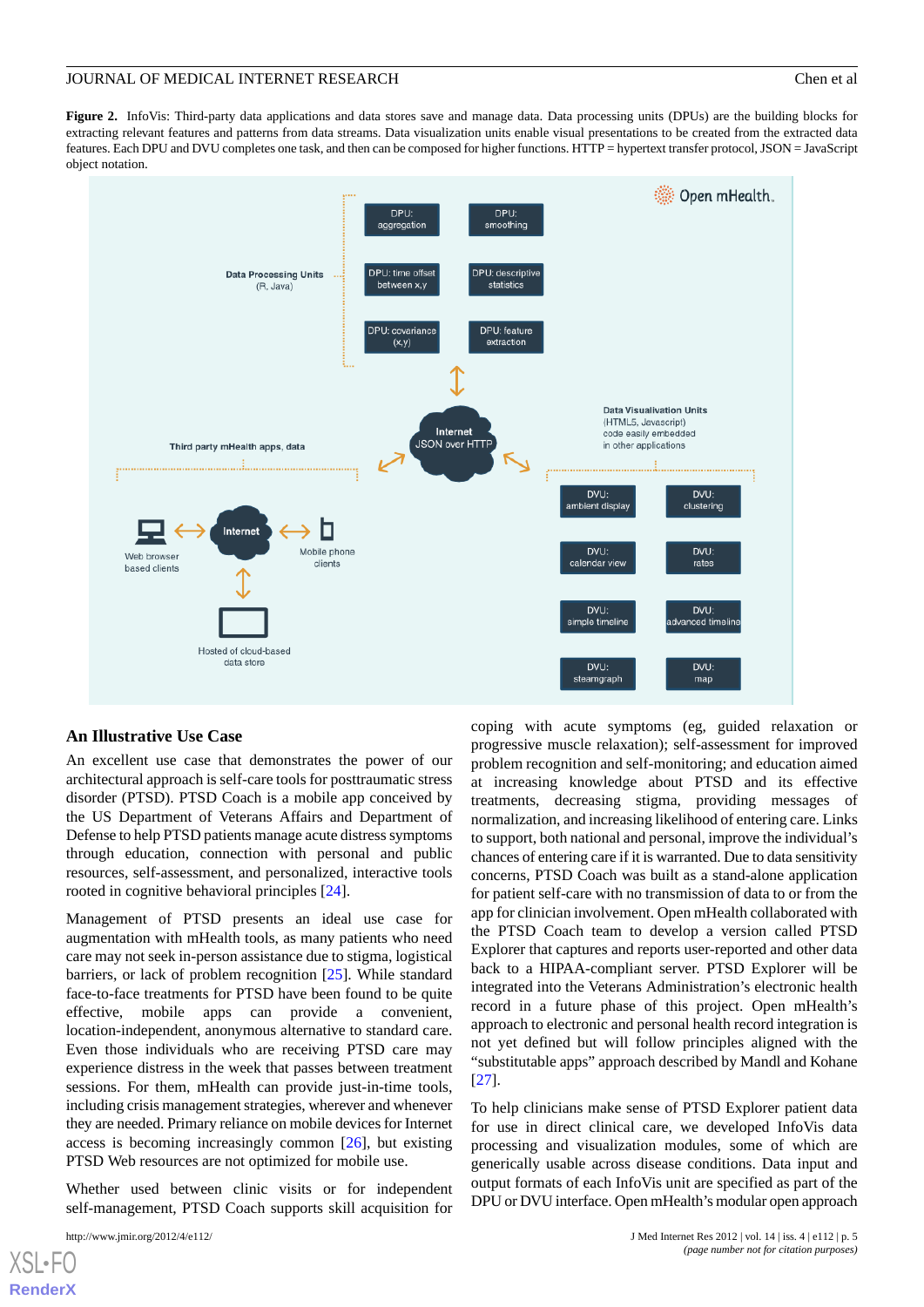**Figure 2.** InfoVis: Third-party data applications and data stores save and manage data. Data processing units (DPUs) are the building blocks for extracting relevant features and patterns from data streams. Data visualization units enable visual presentations to be created from the extracted data features. Each DPU and DVU completes one task, and then can be composed for higher functions. HTTP = hypertext transfer protocol, JSON = JavaScript object notation.

## An Illustrative Use Case

An excellent use case that demonstrates the power of our architectural approach is self-care tools for posttraumatic stress disorder (PTSD). PTSD Coach is a mobile app conceived by the US Department of Veterans Affairs and Department of Defense to help PTSD patients manage acute distress symptoms through education, connection with personal and public resources, self-assessment, and personalized, interactive tools rooted in cognitive behavioral principles [24].

Management of PTSD presents an ideal use case for augmentation with mHealth tools, as many patients who need care may not seek in-person assistance due to stigma, logistical barriers, or lack of problem recognition [25]. While standard face-to-face treatments for PTSD have been found to be quite effective, mobile apps can provide a convenient, location-independent, anonymous alternative to standard care. Even those individuals who are receiving PTSD care may experience distress in the week that passes between treatment sessions. For them, mHealth can provide just-in-time tools, including crisis management strategies, wherever and whenever they are needed. Primary reliance on mobile devices for Internet access is becoming increasingly common [26], but existing PTSD Web resources are not optimized for mobile use.

Whether used between clinic visits or for independent self-management, PTSD Coach supports skill acquisition for coping with acute symptoms (eg, guided relaxation or progressive muscle relaxation); self-assessment for improved problem recognition and self-monitoring; and education aimed at increasing knowledge about PTSD and its effective treatments, decreasing stigma, providing messages of normalization, and increasing likelihood of entering care. Links to support, both national and personal, improve the individual's chances of entering care if it is warranted. Due to data sensitivity concerns, PTSD Coach was built as a stand-alone application for patient self-care with no transmission of data to or from the app for clinician involvement. Open mHealth collaborated with the PTSD Coach team to develop a version called PTSD Explorer that captures and reports user-reported and other data back to a HIPAA-compliant server. PTSD Explorer will be integrated into the Veterans Administration's electronic health record in a future phase of this project. Open mHealth's approach to electronic and personal health record integration is not yet defined but will follow principles aligned with the "substitutable apps" approach described by Mandl and Kohane [27].

To help clinicians make sense of PTSD Explorer patient data for use in direct clinical care, we developed InfoVis data processing and visualization modules, some of which are generically usable across disease conditions. Data input and output formats of each InfoVis unit are specified as part of the DPU or DVU interface. Open mHealth's modular open approach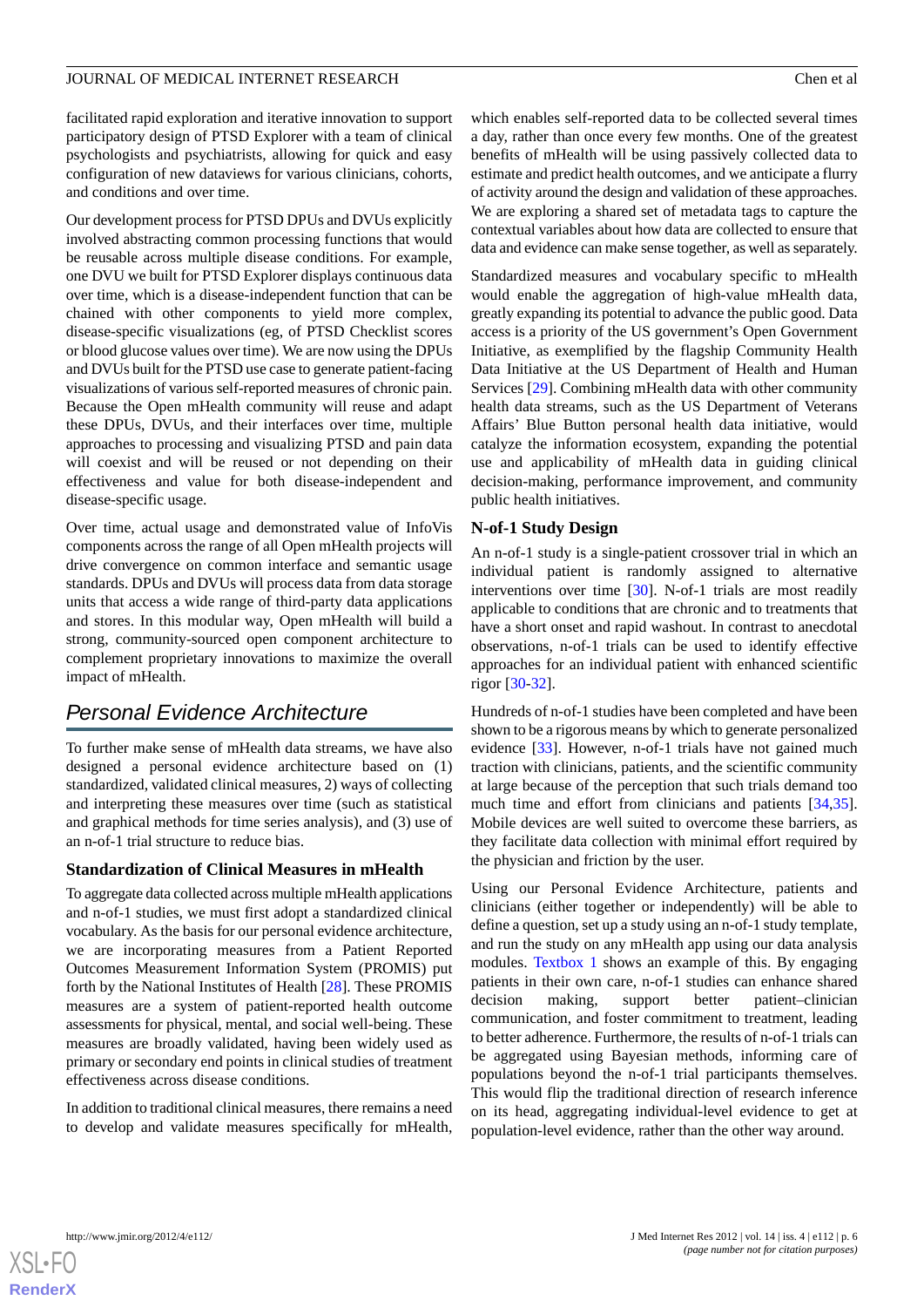facilitated rapid exploration and iterative innovation to support participatory design of PTSD Explorer with a team of clinical psychologists and psychiatrists, allowing for quick and easy configuration of new dataviews for various clinicians, cohorts, and conditions and over time.

Our development process for PTSD DPUs and DVUs explicitly involved abstracting common processing functions that would be reusable across multiple disease conditions. For example, one DVU we built for PTSD Explorer displays continuous data over time, which is a disease-independent function that can be chained with other components to yield more complex, disease-specific visualizations (eg, of PTSD Checklist scores or blood glucose values over time). We are now using the DPUs and DVUs built for the PTSD use case to generate patient-facing visualizations of various self-reported measures of chronic pain. Because the Open mHealth community will reuse and adapt these DPUs, DVUs, and their interfaces over time, multiple approaches to processing and visualizing PTSD and pain data will coexist and will be reused or not depending on their effectiveness and value for both disease-independent and disease-specific usage.

Over time, actual usage and demonstrated value of InfoVis components across the range of all Open mHealth projects will drive convergence on common interface and semantic usage standards. DPUs and DVUs will process data from data storage units that access a wide range of third-party data applications and stores. In this modular way, Open mHealth will build a strong, community-sourced open component architecture to complement proprietary innovations to maximize the overall impact of mHealth.

## Personal Evidence Architecture

To further make sense of mHealth data streams, we have also designed a personal evidence architecture based on (1) standardized, validated clinical measures, 2) ways of collecting and interpreting these measures over time (such as statistical and graphical methods for time series analysis), and (3) use of an n-of-1 trial structure to reduce bias.

### Standardization of Clinical Measures in mHealth

To aggregate data collected across multiple mHealth applications and n-of-1 studies, we must first adopt a standardized clinical vocabulary. As the basis for our personal evidence architecture, we are incorporating measures from a Patient Reported Outcomes Measurement Information System (PROMIS) put forth by the National Institutes of Health [28]. These PROMIS measures are a system of patient-reported health outcome assessments for physical, mental, and social well-being. These measures are broadly validated, having been widely used as primary or secondary end points in clinical studies of treatment effectiveness across disease conditions.

In addition to traditional clinical measures, there remains a need to develop and validate measures specifically for mHealth, which enables self-reported data to be collected several times a day, rather than once every few months. One of the greatest benefits of mHealth will be using passively collected data to estimate and predict health outcomes, and we anticipate a flurry of activity around the design and validation of these approaches. We are exploring a shared set of metadata tags to capture the contextual variables about how data are collected to ensure that data and evidence can make sense together, as well as separately.

Standardized measures and vocabulary specific to mHealth would enable the aggregation of high-value mHealth data, greatly expanding its potential to advance the public good. Data access is a priority of the US government's Open Government Initiative, as exemplified by the flagship Community Health Data Initiative at the US Department of Health and Human Services [29]. Combining mHealth data with other community health data streams, such as the US Department of Veterans Affairs' Blue Button personal health data initiative, would catalyze the information ecosystem, expanding the potential use and applicability of mHealth data in guiding clinical decision-making, performance improvement, and community public health initiatives.

### N-of-1 Study Design

An n-of-1 study is a single-patient crossover trial in which an individual patient is randomly assigned to alternative interventions over time [30]. N-of-1 trials are most readily applicable to conditions that are chronic and to treatments that have a short onset and rapid washout. In contrast to anecdotal observations, n-of-1 trials can be used to identify effective approaches for an individual patient with enhanced scientific rigor [30-32].

Hundreds of n-of-1 studies have been completed and have been shown to be a rigorous means by which to generate personalized evidence [33]. However, n-of-1 trials have not gained much traction with clinicians, patients, and the scientific community at large because of the perception that such trials demand too much time and effort from clinicians and patients [34,35]. Mobile devices are well suited to overcome these barriers, as they facilitate data collection with minimal effort required by the physician and friction by the user.

Using our Personal Evidence Architecture, patients and clinicians (either together or independently) will be able to define a question, set up a study using an n-of-1 study template, and run the study on any mHealth app using our data analysis modules. Textbox 1 shows an example of this. By engaging patients in their own care, n-of-1 studies can enhance shared decision making, support better patient–clinician communication, and foster commitment to treatment, leading to better adherence. Furthermore, the results of n-of-1 trials can be aggregated using Bayesian methods, informing care of populations beyond the n-of-1 trial participants themselves. This would flip the traditional direction of research inference on its head, aggregating individual-level evidence to get at population-level evidence, rather than the other way around.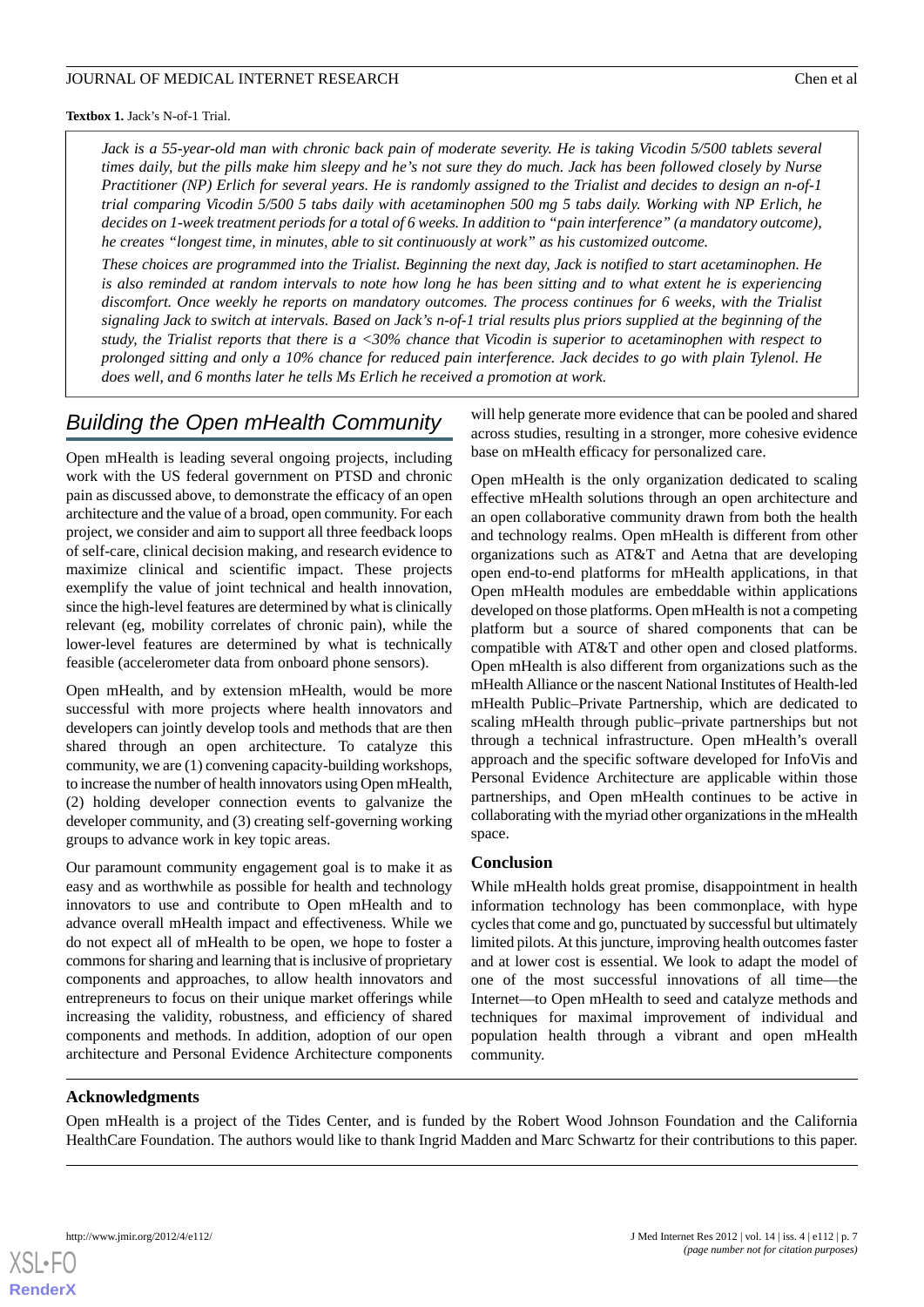**Textbox 1.** Jack's N-of-1 Trial.

*Jack is a 55-year-old man with chronic back pain of moderate severity. He is taking Vicodin 5/500 tablets several times daily, but the pills make him sleepy and he's not sure they do much. Jack has been followed closely by Nurse Practitioner (NP) Erlich for several years. He is randomly assigned to the Trialist and decides to design an n-of-1 trial comparing Vicodin 5/500 5 tabs daily with acetaminophen 500 mg 5 tabs daily. Working with NP Erlich, he decides on 1-week treatment periods for a total of 6 weeks. In addition to "pain interference" (a mandatory outcome), he creates "longest time, in minutes, able to sit continuously at work" as his customized outcome.*

*These choices are programmed into the Trialist. Beginning the next day, Jack is notified to start acetaminophen. He is also reminded at random intervals to note how long he has been sitting and to what extent he is experiencing discomfort. Once weekly he reports on mandatory outcomes. The process continues for 6 weeks, with the Trialist signaling Jack to switch at intervals. Based on Jack's n-of-1 trial results plus priors supplied at the beginning of the study, the Trialist reports that there is a <30% chance that Vicodin is superior to acetaminophen with respect to prolonged sitting and only a 10% chance for reduced pain interference. Jack decides to go with plain Tylenol. He does well, and 6 months later he tells Ms Erlich he received a promotion at work.*

## Building the Open mHealth Community

Open mHealth is leading several ongoing projects, including work with the US federal government on PTSD and chronic pain as discussed above, to demonstrate the efficacy of an open architecture and the value of a broad, open community. For each project, we consider and aim to support all three feedback loops of self-care, clinical decision making, and research evidence to maximize clinical and scientific impact. These projects exemplify the value of joint technical and health innovation, since the high-level features are determined by what is clinically relevant (eg, mobility correlates of chronic pain), while the lower-level features are determined by what is technically feasible (accelerometer data from onboard phone sensors).

Open mHealth, and by extension mHealth, would be more successful with more projects where health innovators and developers can jointly develop tools and methods that are then shared through an open architecture. To catalyze this community, we are (1) convening capacity-building workshops, to increase the number of health innovators using Open mHealth, (2) holding developer connection events to galvanize the developer community, and (3) creating self-governing working groups to advance work in key topic areas.

Our paramount community engagement goal is to make it as easy and as worthwhile as possible for health and technology innovators to use and contribute to Open mHealth and to advance overall mHealth impact and effectiveness. While we do not expect all of mHealth to be open, we hope to foster a commons for sharing and learning that is inclusive of proprietary components and approaches, to allow health innovators and entrepreneurs to focus on their unique market offerings while increasing the validity, robustness, and efficiency of shared components and methods. In addition, adoption of our open architecture and Personal Evidence Architecture components will help generate more evidence that can be pooled and shared across studies, resulting in a stronger, more cohesive evidence base on mHealth efficacy for personalized care.

Open mHealth is the only organization dedicated to scaling effective mHealth solutions through an open architecture and an open collaborative community drawn from both the health and technology realms. Open mHealth is different from other organizations such as AT&T and Aetna that are developing open end-to-end platforms for mHealth applications, in that Open mHealth modules are embeddable within applications developed on those platforms. Open mHealth is not a competing platform but a source of shared components that can be compatible with AT&T and other open and closed platforms. Open mHealth is also different from organizations such as the mHealth Alliance or the nascent National Institutes of Health-led mHealth Public–Private Partnership, which are dedicated to scaling mHealth through public–private partnerships but not through a technical infrastructure. Open mHealth's overall approach and the specific software developed for InfoVis and Personal Evidence Architecture are applicable within those partnerships, and Open mHealth continues to be active in collaborating with the myriad other organizations in the mHealth space.

### Conclusion

While mHealth holds great promise, disappointment in health information technology has been commonplace, with hype cycles that come and go, punctuated by successful but ultimately limited pilots. At this juncture, improving health outcomes faster and at lower cost is essential. We look to adapt the model of one of the most successful innovations of all time—the Internet—to Open mHealth to seed and catalyze methods and techniques for maximal improvement of individual and population health through a vibrant and open mHealth community.

## Acknowledgments

Open mHealth is a project of the Tides Center, and is funded by the Robert Wood Johnson Foundation and the California HealthCare Foundation. The authors would like to thank Ingrid Madden and Marc Schwartz for their contributions to this paper.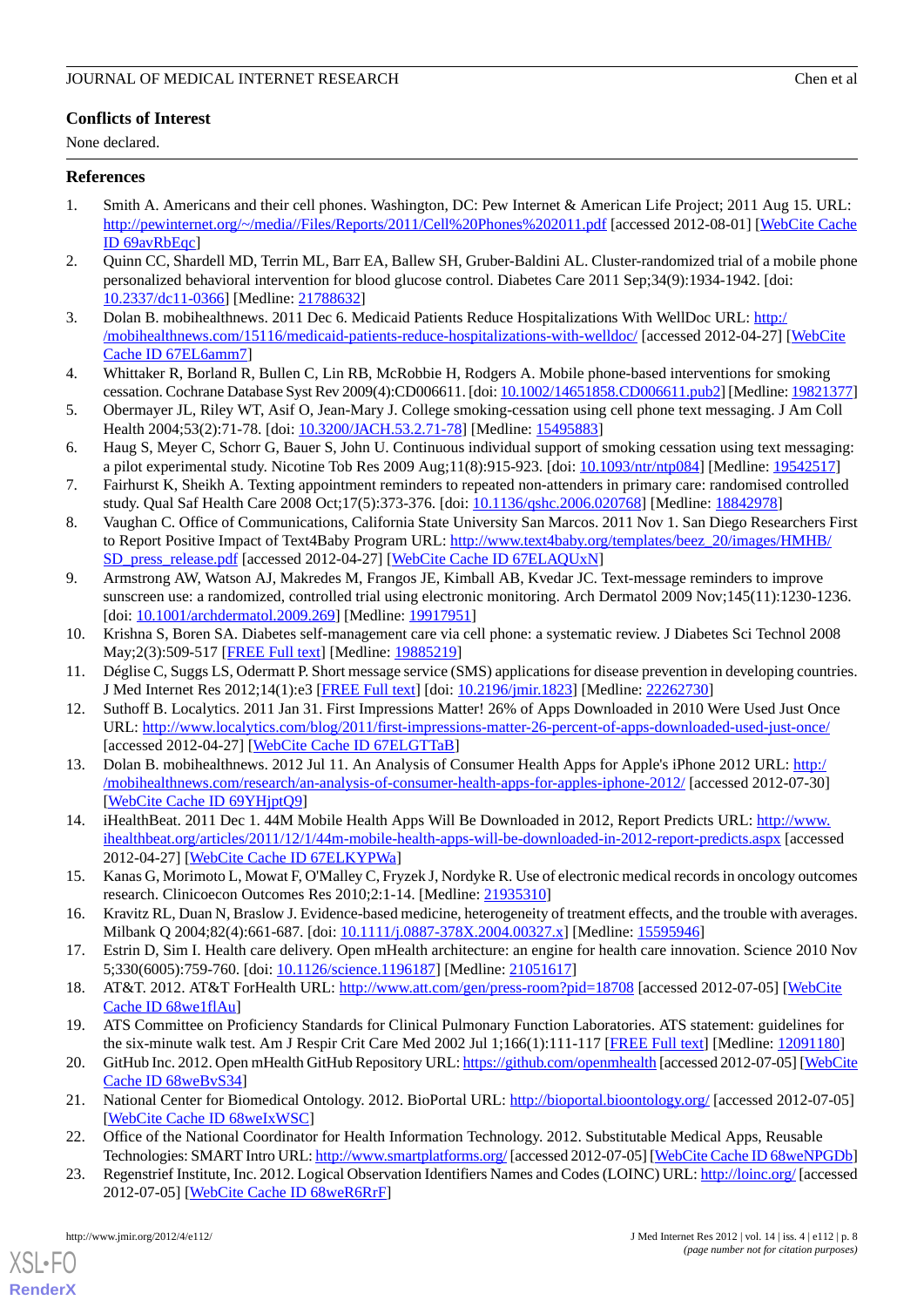## Conflicts of Interest

None declared.

## References

1. Smith A. Americans and their cell phones. Washington, DC: Pew Internet & American Life Project; 2011 Aug 15. URL: http://pewinternet.org/~/media//Files/Reports/2011/Cell%20Phones%202011.pdf [accessed 2012-08-01] [WebCite Cache ID 69avRbEqc]
2. Quinn CC, Shardell MD, Terrin ML, Barr EA, Ballew SH, Gruber-Baldini AL. Cluster-randomized trial of a mobile phone personalized behavioral intervention for blood glucose control. Diabetes Care 2011 Sep;34(9):1934-1942. [doi: 10.2337/dc11-0366] [Medline: 21788632]
3. Dolan B. mobihealthnews. 2011 Dec 6. Medicaid Patients Reduce Hospitalizations With WellDoc URL: http://mobihealthnews.com/15116/medicaid-patients-reduce-hospitalizations-with-welldoc/ [accessed 2012-04-27] [WebCite Cache ID 67EL6amm7]
4. Whittaker R, Borland R, Bullen C, Lin RB, McRobbie H, Rodgers A. Mobile phone-based interventions for smoking cessation. Cochrane Database Syst Rev 2009(4):CD006611. [doi: 10.1002/14651858.CD006611.pub2] [Medline: 19821377]
5. Obermayer JL, Riley WT, Asif O, Jean-Mary J. College smoking-cessation using cell phone text messaging. J Am Coll Health 2004;53(2):71-78. [doi: 10.3200/JACH.53.2.71-78] [Medline: 15495883]
6. Haug S, Meyer C, Schorr G, Bauer S, John U. Continuous individual support of smoking cessation using text messaging: a pilot experimental study. Nicotine Tob Res 2009 Aug;11(8):915-923. [doi: 10.1093/ntr/ntp084] [Medline: 19542517]
7. Fairhurst K, Sheikh A. Texting appointment reminders to repeated non-attenders in primary care: randomised controlled study. Qual Saf Health Care 2008 Oct;17(5):373-376. [doi: 10.1136/qshc.2006.020768] [Medline: 18842978]
8. Vaughan C. Office of Communications, California State University San Marcos. 2011 Nov 1. San Diego Researchers First to Report Positive Impact of Text4Baby Program URL: http://www.text4baby.org/templates/beez_20/images/HMHB/SD_press_release.pdf [accessed 2012-04-27] [WebCite Cache ID 67ELAQUxN]
9. Armstrong AW, Watson AJ, Makredes M, Frangos JE, Kimball AB, Kvedar JC. Text-message reminders to improve sunscreen use: a randomized, controlled trial using electronic monitoring. Arch Dermatol 2009 Nov;145(11):1230-1236. [doi: 10.1001/archdermatol.2009.269] [Medline: 19917951]
10. Krishna S, Boren SA. Diabetes self-management care via cell phone: a systematic review. J Diabetes Sci Technol 2008 May;2(3):509-517 [FREE Full text] [Medline: 19885219]
11. Déglise C, Suggs LS, Odermatt P. Short message service (SMS) applications for disease prevention in developing countries. J Med Internet Res 2012;14(1):e3 [FREE Full text] [doi: 10.2196/jmir.1823] [Medline: 22262730]
12. Suthoff B. Localytics. 2011 Jan 31. First Impressions Matter! 26% of Apps Downloaded in 2010 Were Used Just Once URL: http://www.localytics.com/blog/2011/first-impressions-matter-26-percent-of-apps-downloaded-used-just-once/ [accessed 2012-04-27] [WebCite Cache ID 67ELGTTaB]
13. Dolan B. mobihealthnews. 2012 Jul 11. An Analysis of Consumer Health Apps for Apple's iPhone 2012 URL: http://mobihealthnews.com/research/an-analysis-of-consumer-health-apps-for-apples-iphone-2012/ [accessed 2012-07-30] [WebCite Cache ID 69YHjptQ9]
14. iHealthBeat. 2011 Dec 1. 44M Mobile Health Apps Will Be Downloaded in 2012, Report Predicts URL: http://www.ihealthbeat.org/articles/2011/12/1/44m-mobile-health-apps-will-be-downloaded-in-2012-report-predicts.aspx [accessed 2012-04-27] [WebCite Cache ID 67ELKYPWa]
15. Kanas G, Morimoto L, Mowat F, O'Malley C, Fryzek J, Nordyke R. Use of electronic medical records in oncology outcomes research. Clinicoecon Outcomes Res 2010;2:1-14. [Medline: 21935310]
16. Kravitz RL, Duan N, Braslow J. Evidence-based medicine, heterogeneity of treatment effects, and the trouble with averages. Milbank Q 2004;82(4):661-687. [doi: 10.1111/j.0887-378X.2004.00327.x] [Medline: 15595946]
17. Estrin D, Sim I. Health care delivery. Open mHealth architecture: an engine for health care innovation. Science 2010 Nov 5;330(6005):759-760. [doi: 10.1126/science.1196187] [Medline: 21051617]
18. AT&T. 2012. AT&T ForHealth URL: http://www.att.com/gen/press-room?pid=18708 [accessed 2012-07-05] [WebCite Cache ID 68we1flAu]
19. ATS Committee on Proficiency Standards for Clinical Pulmonary Function Laboratories. ATS statement: guidelines for the six-minute walk test. Am J Respir Crit Care Med 2002 Jul 1;166(1):111-117 [FREE Full text] [Medline: 12091180]
20. GitHub Inc. 2012. Open mHealth GitHub Repository URL: https://github.com/openmhealth [accessed 2012-07-05] [WebCite Cache ID 68weBvS34]
21. National Center for Biomedical Ontology. 2012. BioPortal URL: http://bioportal.bioontology.org/ [accessed 2012-07-05] [WebCite Cache ID 68weIxWSC]
22. Office of the National Coordinator for Health Information Technology. 2012. Substitutable Medical Apps, Reusable Technologies: SMART Intro URL: http://www.smartplatforms.org/ [accessed 2012-07-05] [WebCite Cache ID 68weNPGDb]
23. Regenstrief Institute, Inc. 2012. Logical Observation Identifiers Names and Codes (LOINC) URL: http://loinc.org/ [accessed 2012-07-05] [WebCite Cache ID 68weR6RrF]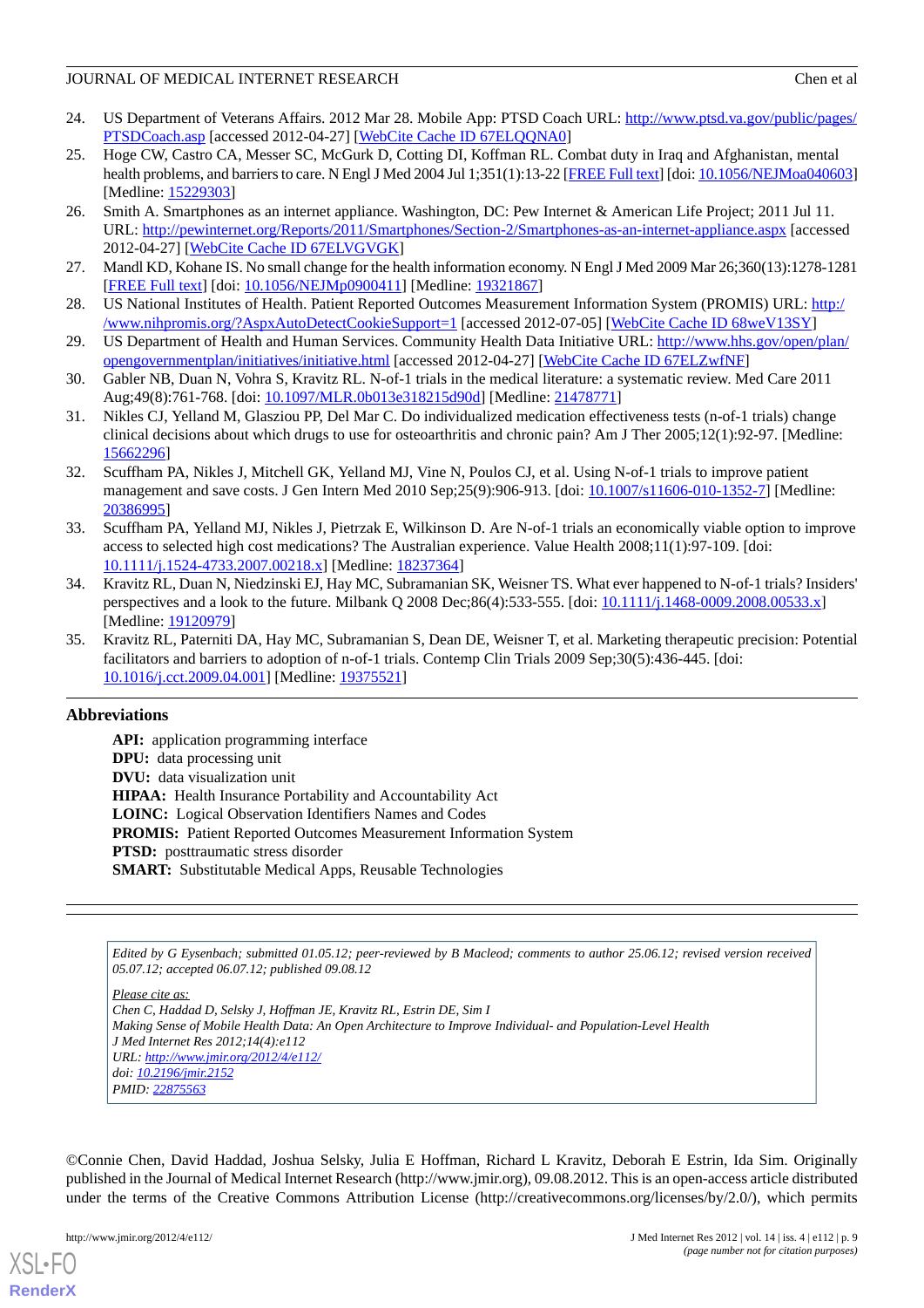24. US Department of Veterans Affairs. 2012 Mar 28. Mobile App: PTSD Coach URL: http://www.ptsd.va.gov/public/pages/PTSDCoach.asp [accessed 2012-04-27] [WebCite Cache ID 67ELQQNA0]
25. Hoge CW, Castro CA, Messer SC, McGurk D, Cotting DI, Koffman RL. Combat duty in Iraq and Afghanistan, mental health problems, and barriers to care. N Engl J Med 2004 Jul 1;351(1):13-22 [FREE Full text] [doi: 10.1056/NEJMoa040603] [Medline: 15229303]
26. Smith A. Smartphones as an internet appliance. Washington, DC: Pew Internet & American Life Project; 2011 Jul 11. URL: http://pewinternet.org/Reports/2011/Smartphones/Section-2/Smartphones-as-an-internet-appliance.aspx [accessed 2012-04-27] [WebCite Cache ID 67ELVGVGK]
27. Mandl KD, Kohane IS. No small change for the health information economy. N Engl J Med 2009 Mar 26;360(13):1278-1281 [FREE Full text] [doi: 10.1056/NEJMp0900411] [Medline: 19321867]
28. US National Institutes of Health. Patient Reported Outcomes Measurement Information System (PROMIS) URL: http://www.nihpromis.org/?AspxAutoDetectCookieSupport=1 [accessed 2012-07-05] [WebCite Cache ID 68weV13SY]
29. US Department of Health and Human Services. Community Health Data Initiative URL: http://www.hhs.gov/open/plan/opengovernmentplan/initiatives/initiative.html [accessed 2012-04-27] [WebCite Cache ID 67ELZwfNF]
30. Gabler NB, Duan N, Vohra S, Kravitz RL. N-of-1 trials in the medical literature: a systematic review. Med Care 2011 Aug;49(8):761-768. [doi: 10.1097/MLR.0b013e318215d90d] [Medline: 21478771]
31. Nikles CJ, Yelland M, Glasziou P, Del Mar C. Do individualized medication effectiveness tests (n-of-1 trials) change clinical decisions about which drugs to use for osteoarthritis and chronic pain? Am J Ther 2005;12(1):92-97. [Medline: 15662296]
32. Scuffham PA, Nikles J, Mitchell GK, Yelland MJ, Vine N, Poulos CJ, et al. Using N-of-1 trials to improve patient management and save costs. J Gen Intern Med 2010 Sep;25(9):906-913. [doi: 10.1007/s11606-010-1352-7] [Medline: 20386995]
33. Scuffham PA, Yelland MJ, Nikles J, Pietrzak E, Wilkinson D. Are N-of-1 trials an economically viable option to improve access to selected high cost medications? The Australian experience. Value Health 2008;11(1):97-109. [doi: 10.1111/j.1524-4733.2007.00218.x] [Medline: 18237364]
34. Kravitz RL, Duan N, Niedzinski EJ, Hay MC, Subramanian SK, Weisner TS. What ever happened to N-of-1 trials? Insiders' perspectives and a look to the future. Milbank Q 2008 Dec;86(4):533-555. [doi: 10.1111/j.1468-0009.2008.00533.x] [Medline: 19120979]
35. Kravitz RL, Paterniti DA, Hay MC, Subramanian S, Dean DE, Weisner T, et al. Marketing therapeutic precision: Potential facilitators and barriers to adoption of n-of-1 trials. Contemp Clin Trials 2009 Sep;30(5):436-445. [doi: 10.1016/j.cct.2009.04.001] [Medline: 19375521]

## Abbreviations

**API:** application programming interface
**DPU:** data processing unit
**DVU:** data visualization unit
**HIPAA:** Health Insurance Portability and Accountability Act
**LOINC:** Logical Observation Identifiers Names and Codes
**PROMIS:** Patient Reported Outcomes Measurement Information System
**PTSD:** posttraumatic stress disorder
**SMART:** Substitutable Medical Apps, Reusable Technologies

*Edited by G Eysenbach; submitted 01.05.12; peer-reviewed by B Macleod; comments to author 25.06.12; revised version received 05.07.12; accepted 06.07.12; published 09.08.12*

*Please cite as:*
*Chen C, Haddad D, Selsky J, Hoffman JE, Kravitz RL, Estrin DE, Sim I*
*Making Sense of Mobile Health Data: An Open Architecture to Improve Individual- and Population-Level Health*
*J Med Internet Res 2012;14(4):e112*
*URL: http://www.jmir.org/2012/4/e112/*
*doi: 10.2196/jmir.2152*
*PMID: 22875563*

©Connie Chen, David Haddad, Joshua Selsky, Julia E Hoffman, Richard L Kravitz, Deborah E Estrin, Ida Sim. Originally published in the Journal of Medical Internet Research (http://www.jmir.org), 09.08.2012. This is an open-access article distributed under the terms of the Creative Commons Attribution License (http://creativecommons.org/licenses/by/2.0/), which permits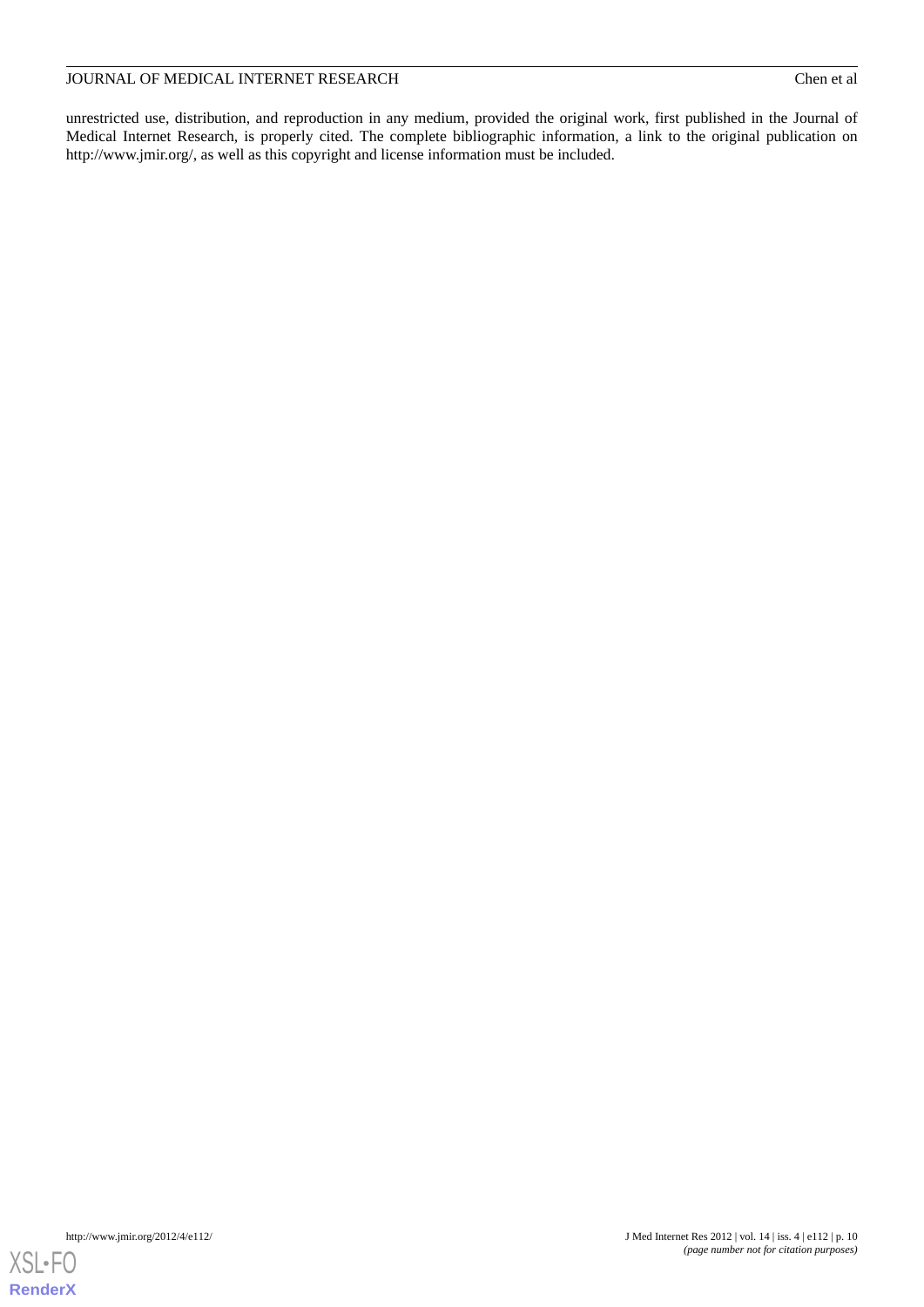unrestricted use, distribution, and reproduction in any medium, provided the original work, first published in the Journal of Medical Internet Research, is properly cited. The complete bibliographic information, a link to the original publication on http://www.jmir.org/, as well as this copyright and license information must be included.